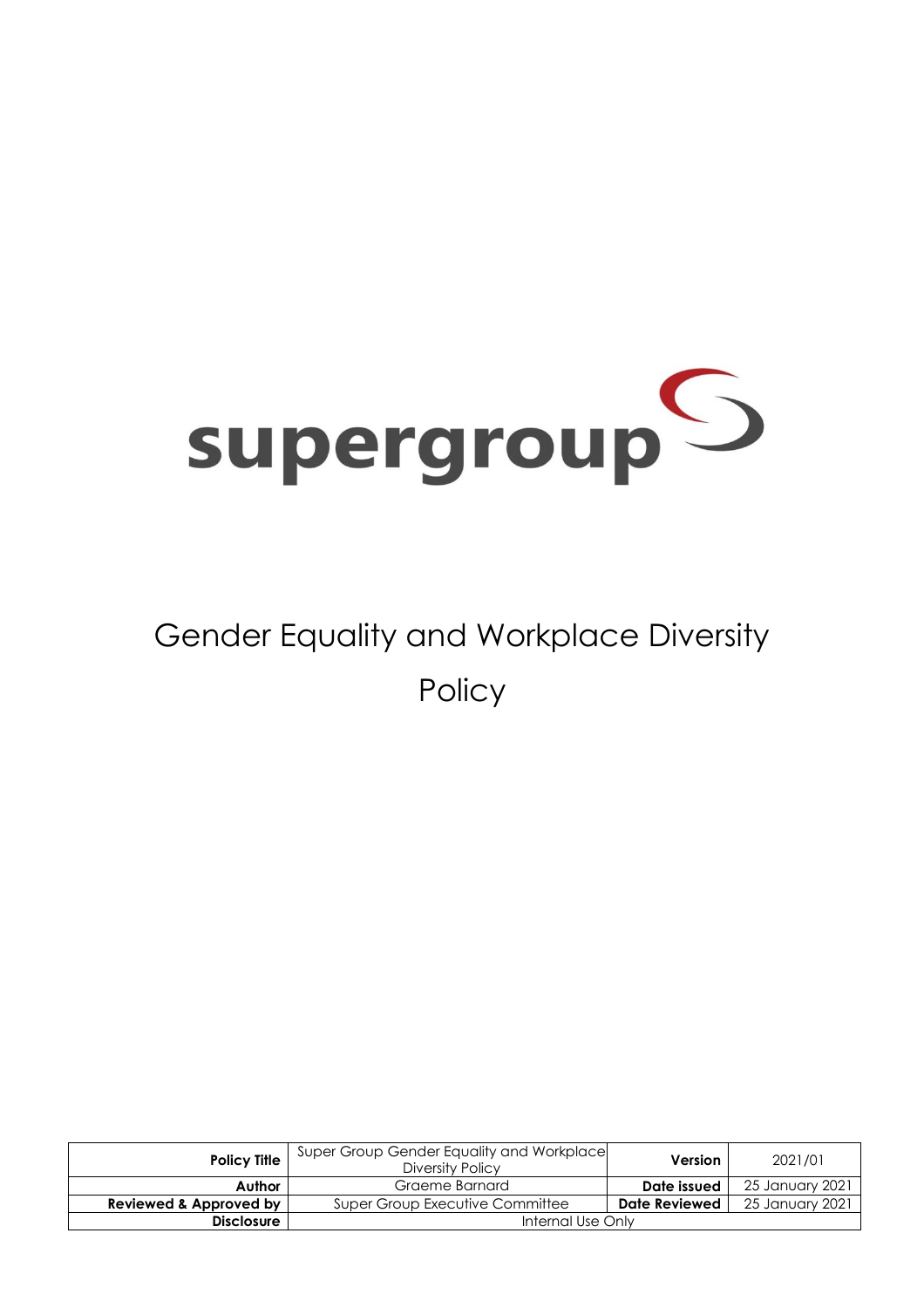supergroup

# Gender Equality and Workplace Diversity Policy

| Policy Title | Super Group Gender Equality and Workplace Diversity Policy | Version | 2021/01 |
|---|---|---|---|
| Author | Graeme Barnard | Date issued | 25 January 2021 |
| Reviewed & Approved by | Super Group Executive Committee | Date Reviewed | 25 January 2021 |
| Disclosure | Internal Use Only | | |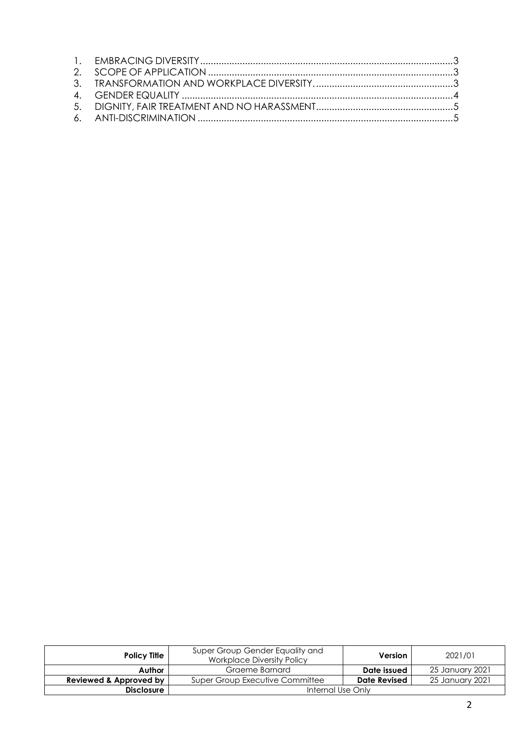1. EMBRACING DIVERSITY .......................................................................................... 3
2. SCOPE OF APPLICATION ........................................................................................ 3
3. TRANSFORMATION AND WORKPLACE DIVERSITY. ............................................... 3
4. GENDER EQUALITY ................................................................................................ 4
5. DIGNITY, FAIR TREATMENT AND NO HARASSMENT .............................................. 5
6. ANTI-DISCRIMINATION .......................................................................................... 5

| **Policy Title** | Super Group Gender Equality and Workplace Diversity Policy | **Version** | 2021/01 |
|---|---|---|---|
| **Author** | Graeme Barnard | **Date issued** | 25 January 2021 |
| **Reviewed & Approved by** | Super Group Executive Committee | **Date Revised** | 25 January 2021 |
| **Disclosure** | Internal Use Only | | |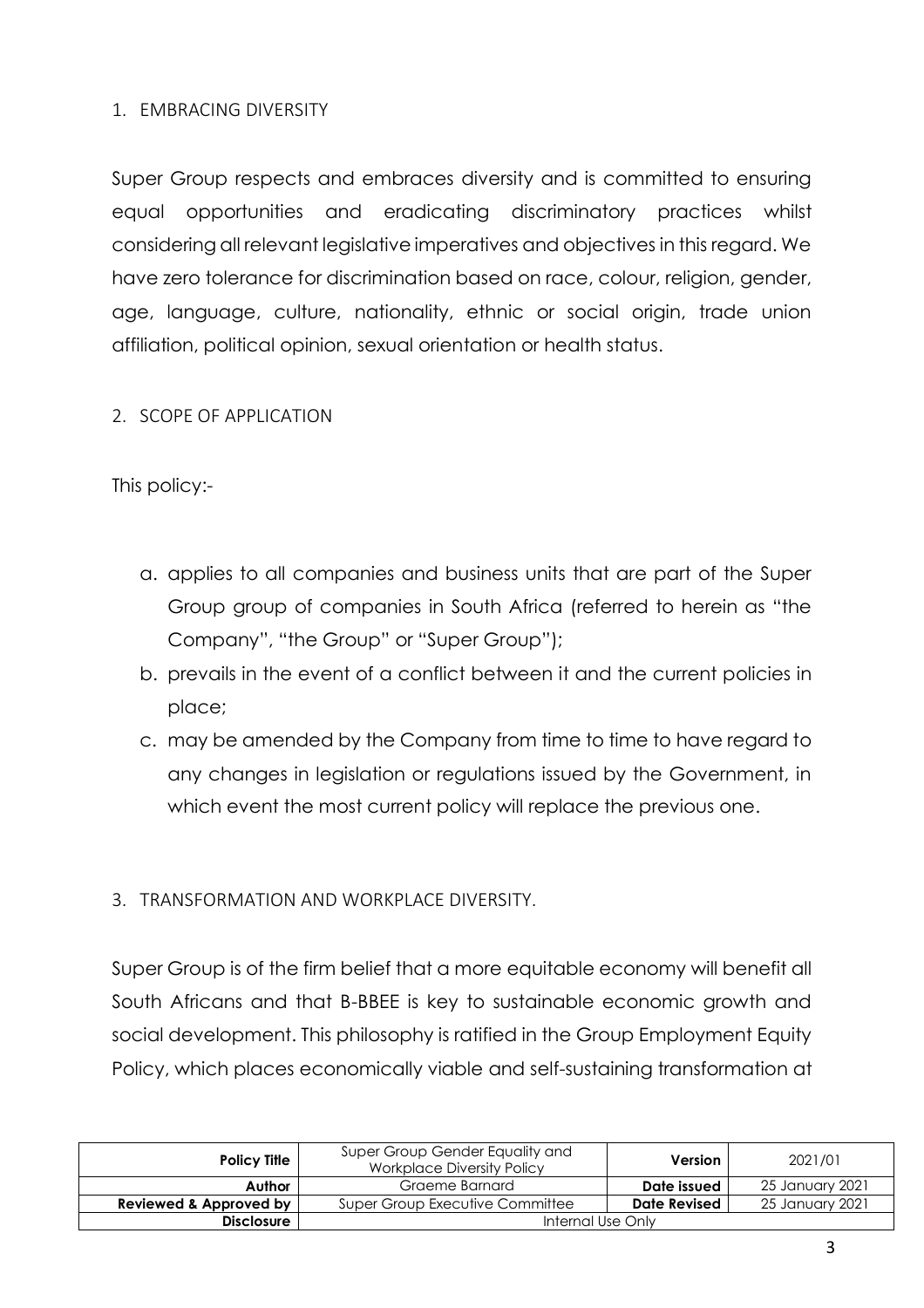## 1. EMBRACING DIVERSITY

Super Group respects and embraces diversity and is committed to ensuring equal opportunities and eradicating discriminatory practices whilst considering all relevant legislative imperatives and objectives in this regard. We have zero tolerance for discrimination based on race, colour, religion, gender, age, language, culture, nationality, ethnic or social origin, trade union affiliation, political opinion, sexual orientation or health status.

## 2. SCOPE OF APPLICATION

This policy:-

a. applies to all companies and business units that are part of the Super Group group of companies in South Africa (referred to herein as "the Company", "the Group" or "Super Group");
b. prevails in the event of a conflict between it and the current policies in place;
c. may be amended by the Company from time to time to have regard to any changes in legislation or regulations issued by the Government, in which event the most current policy will replace the previous one.

## 3. TRANSFORMATION AND WORKPLACE DIVERSITY.

Super Group is of the firm belief that a more equitable economy will benefit all South Africans and that B-BBEE is key to sustainable economic growth and social development. This philosophy is ratified in the Group Employment Equity Policy, which places economically viable and self-sustaining transformation at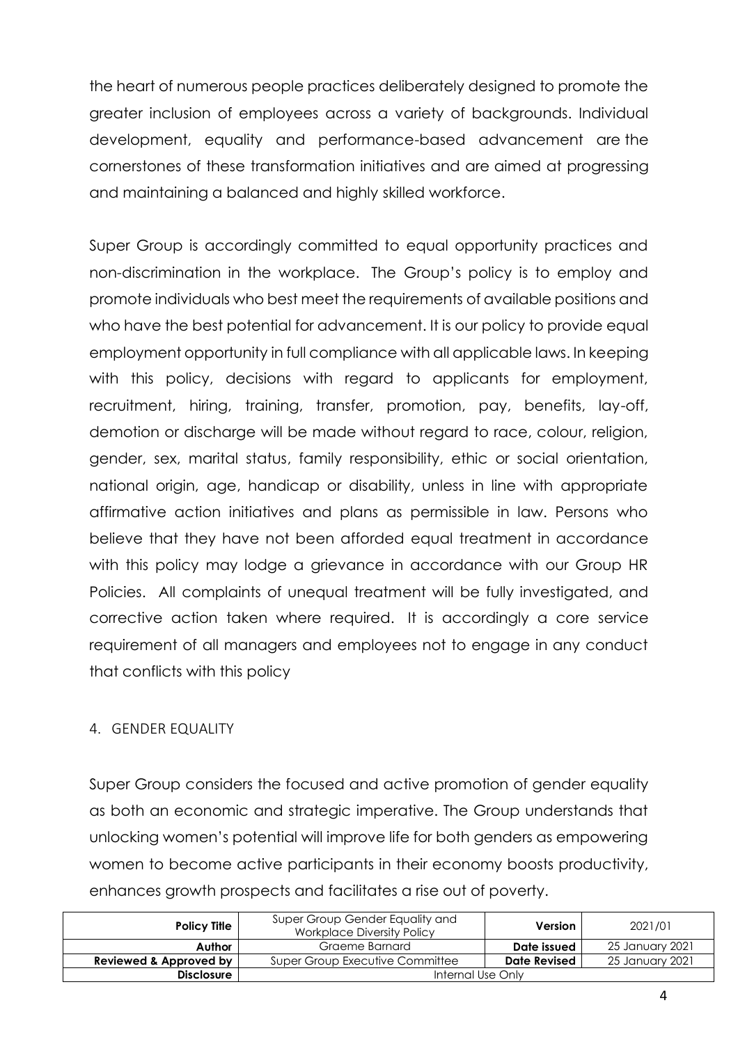the heart of numerous people practices deliberately designed to promote the greater inclusion of employees across a variety of backgrounds. Individual development, equality and performance-based advancement are the cornerstones of these transformation initiatives and are aimed at progressing and maintaining a balanced and highly skilled workforce.

Super Group is accordingly committed to equal opportunity practices and non-discrimination in the workplace. The Group's policy is to employ and promote individuals who best meet the requirements of available positions and who have the best potential for advancement. It is our policy to provide equal employment opportunity in full compliance with all applicable laws. In keeping with this policy, decisions with regard to applicants for employment, recruitment, hiring, training, transfer, promotion, pay, benefits, lay-off, demotion or discharge will be made without regard to race, colour, religion, gender, sex, marital status, family responsibility, ethic or social orientation, national origin, age, handicap or disability, unless in line with appropriate affirmative action initiatives and plans as permissible in law. Persons who believe that they have not been afforded equal treatment in accordance with this policy may lodge a grievance in accordance with our Group HR Policies. All complaints of unequal treatment will be fully investigated, and corrective action taken where required. It is accordingly a core service requirement of all managers and employees not to engage in any conduct that conflicts with this policy

## 4. GENDER EQUALITY

Super Group considers the focused and active promotion of gender equality as both an economic and strategic imperative. The Group understands that unlocking women's potential will improve life for both genders as empowering women to become active participants in their economy boosts productivity, enhances growth prospects and facilitates a rise out of poverty.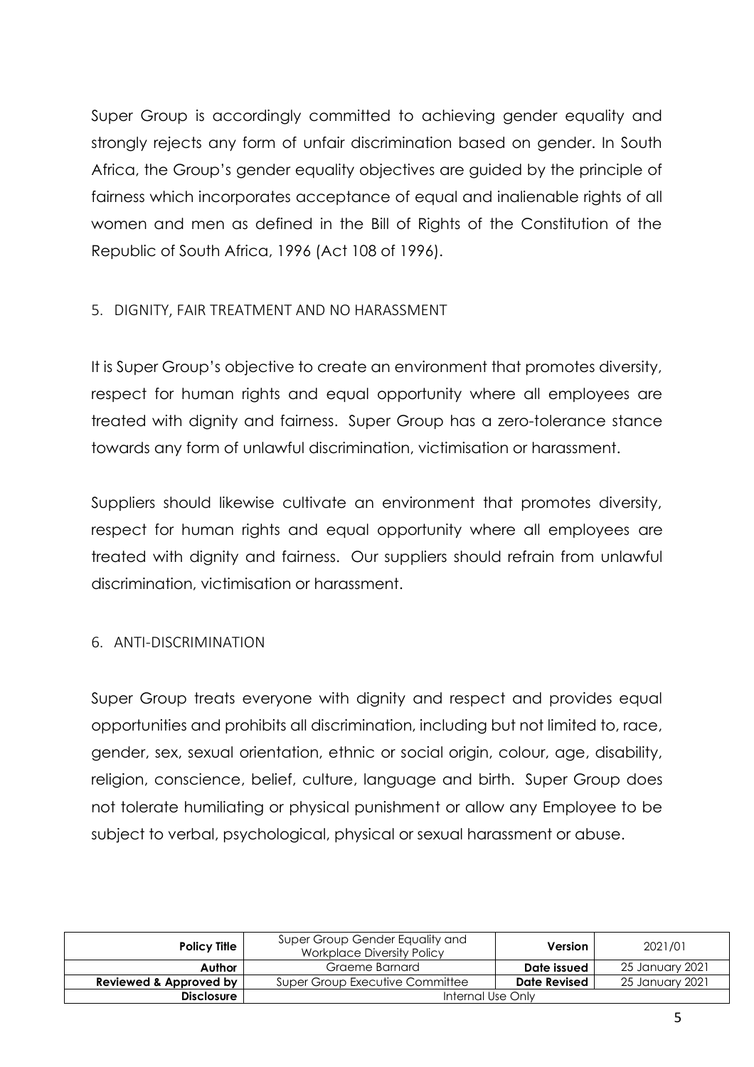Super Group is accordingly committed to achieving gender equality and strongly rejects any form of unfair discrimination based on gender. In South Africa, the Group's gender equality objectives are guided by the principle of fairness which incorporates acceptance of equal and inalienable rights of all women and men as defined in the Bill of Rights of the Constitution of the Republic of South Africa, 1996 (Act 108 of 1996).

## 5. DIGNITY, FAIR TREATMENT AND NO HARASSMENT

It is Super Group's objective to create an environment that promotes diversity, respect for human rights and equal opportunity where all employees are treated with dignity and fairness. Super Group has a zero-tolerance stance towards any form of unlawful discrimination, victimisation or harassment.

Suppliers should likewise cultivate an environment that promotes diversity, respect for human rights and equal opportunity where all employees are treated with dignity and fairness. Our suppliers should refrain from unlawful discrimination, victimisation or harassment.

## 6. ANTI-DISCRIMINATION

Super Group treats everyone with dignity and respect and provides equal opportunities and prohibits all discrimination, including but not limited to, race, gender, sex, sexual orientation, ethnic or social origin, colour, age, disability, religion, conscience, belief, culture, language and birth. Super Group does not tolerate humiliating or physical punishment or allow any Employee to be subject to verbal, psychological, physical or sexual harassment or abuse.